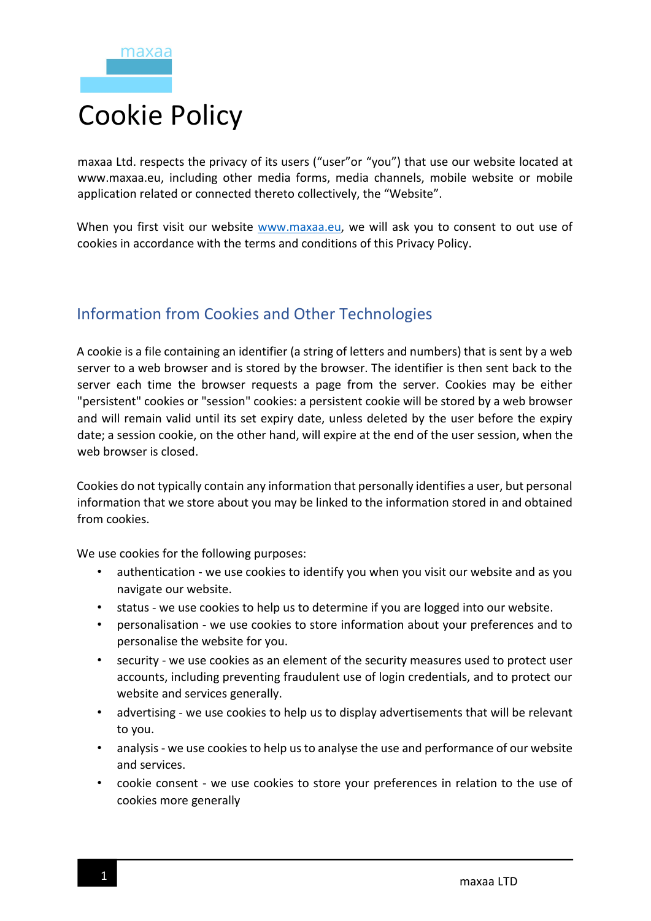maxaa

# Cookie Policy

maxaa Ltd. respects the privacy of its users (“user”or “you”) that use our website located at www.maxaa.eu, including other media forms, media channels, mobile website or mobile application related or connected thereto collectively, the “Website”.

When you first visit our website www.maxaa.eu, we will ask you to consent to out use of cookies in accordance with the terms and conditions of this Privacy Policy.

## Information from Cookies and Other Technologies

A cookie is a file containing an identifier (a string of letters and numbers) that is sent by a web server to a web browser and is stored by the browser. The identifier is then sent back to the server each time the browser requests a page from the server. Cookies may be either "persistent" cookies or "session" cookies: a persistent cookie will be stored by a web browser and will remain valid until its set expiry date, unless deleted by the user before the expiry date; a session cookie, on the other hand, will expire at the end of the user session, when the web browser is closed.

Cookies do not typically contain any information that personally identifies a user, but personal information that we store about you may be linked to the information stored in and obtained from cookies.

We use cookies for the following purposes:

- authentication - we use cookies to identify you when you visit our website and as you navigate our website.
- status - we use cookies to help us to determine if you are logged into our website.
- personalisation - we use cookies to store information about your preferences and to personalise the website for you.
- security - we use cookies as an element of the security measures used to protect user accounts, including preventing fraudulent use of login credentials, and to protect our website and services generally.
- advertising - we use cookies to help us to display advertisements that will be relevant to you.
- analysis - we use cookies to help us to analyse the use and performance of our website and services.
- cookie consent - we use cookies to store your preferences in relation to the use of cookies more generally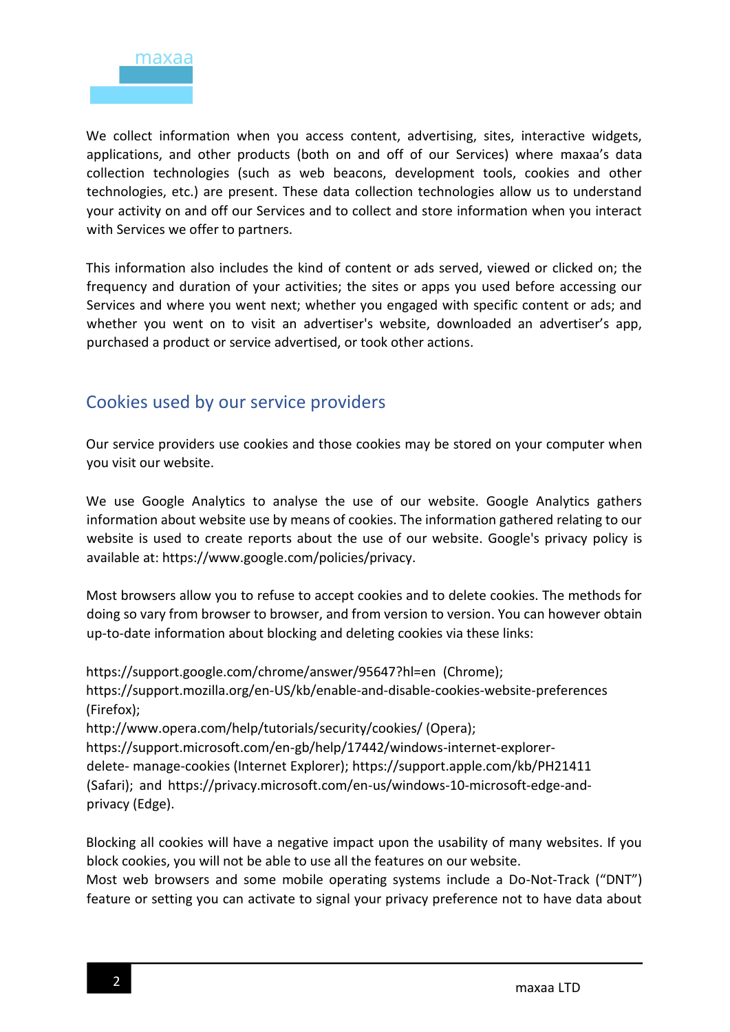We collect information when you access content, advertising, sites, interactive widgets, applications, and other products (both on and off of our Services) where maxaa's data collection technologies (such as web beacons, development tools, cookies and other technologies, etc.) are present. These data collection technologies allow us to understand your activity on and off our Services and to collect and store information when you interact with Services we offer to partners.

This information also includes the kind of content or ads served, viewed or clicked on; the frequency and duration of your activities; the sites or apps you used before accessing our Services and where you went next; whether you engaged with specific content or ads; and whether you went on to visit an advertiser's website, downloaded an advertiser's app, purchased a product or service advertised, or took other actions.

## Cookies used by our service providers

Our service providers use cookies and those cookies may be stored on your computer when you visit our website.

We use Google Analytics to analyse the use of our website. Google Analytics gathers information about website use by means of cookies. The information gathered relating to our website is used to create reports about the use of our website. Google's privacy policy is available at: https://www.google.com/policies/privacy.

Most browsers allow you to refuse to accept cookies and to delete cookies. The methods for doing so vary from browser to browser, and from version to version. You can however obtain up-to-date information about blocking and deleting cookies via these links:

https://support.google.com/chrome/answer/95647?hl=en (Chrome); https://support.mozilla.org/en-US/kb/enable-and-disable-cookies-website-preferences (Firefox); http://www.opera.com/help/tutorials/security/cookies/ (Opera); https://support.microsoft.com/en-gb/help/17442/windows-internet-explorer-delete- manage-cookies (Internet Explorer); https://support.apple.com/kb/PH21411 (Safari); and https://privacy.microsoft.com/en-us/windows-10-microsoft-edge-and-privacy (Edge).

Blocking all cookies will have a negative impact upon the usability of many websites. If you block cookies, you will not be able to use all the features on our website.
Most web browsers and some mobile operating systems include a Do-Not-Track ("DNT") feature or setting you can activate to signal your privacy preference not to have data about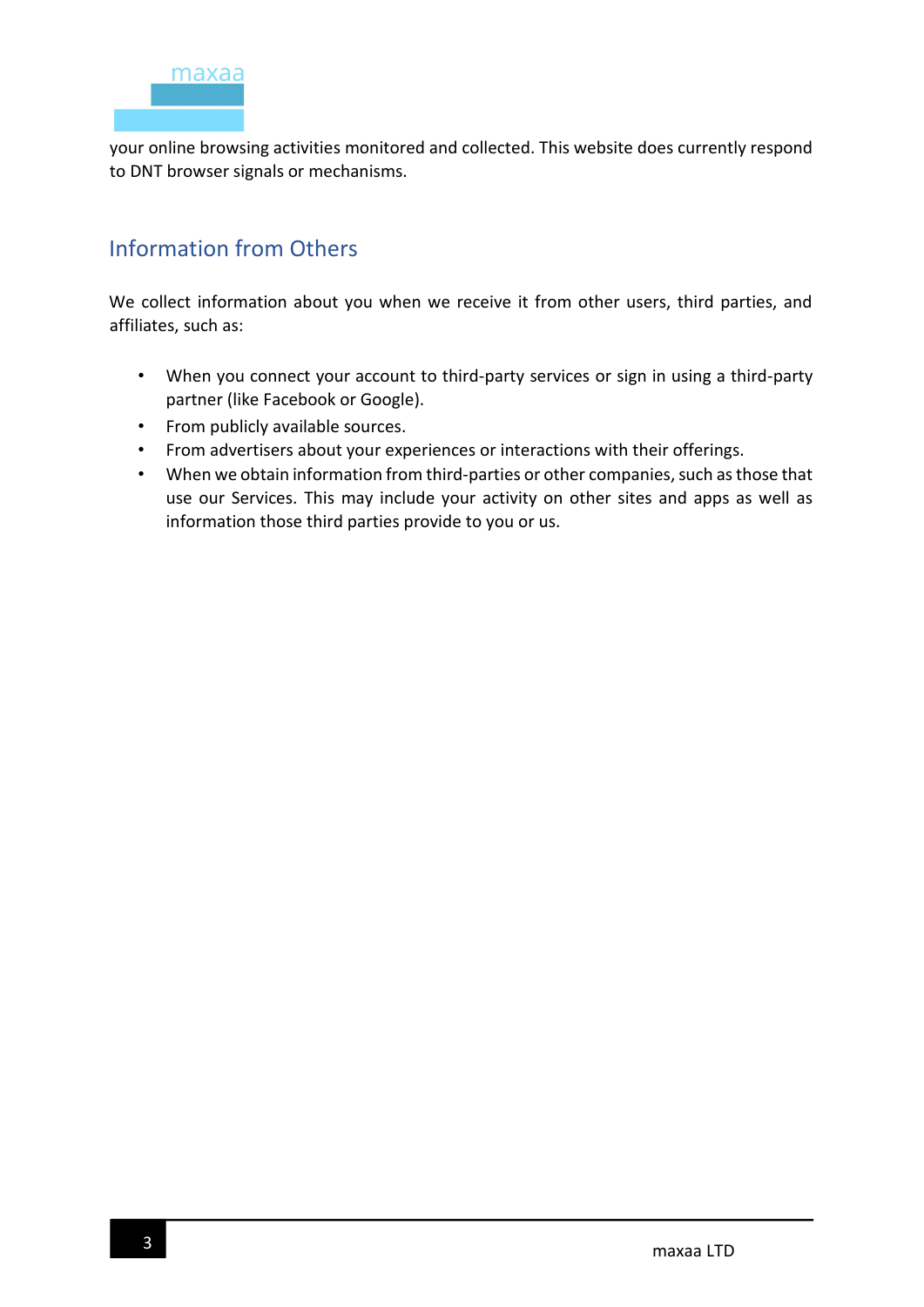your online browsing activities monitored and collected. This website does currently respond to DNT browser signals or mechanisms.

## Information from Others

We collect information about you when we receive it from other users, third parties, and affiliates, such as:

- When you connect your account to third-party services or sign in using a third-party partner (like Facebook or Google).
- From publicly available sources.
- From advertisers about your experiences or interactions with their offerings.
- When we obtain information from third-parties or other companies, such as those that use our Services. This may include your activity on other sites and apps as well as information those third parties provide to you or us.